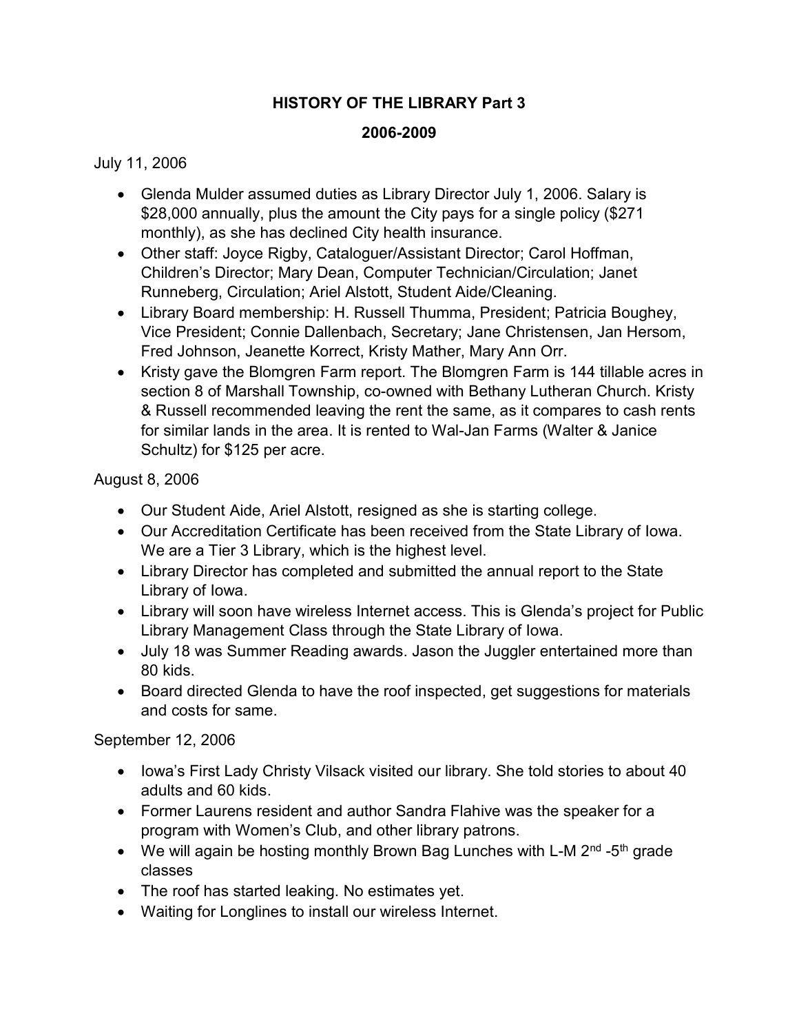# HISTORY OF THE LIBRARY Part 3

## 2006-2009

July 11, 2006

- Glenda Mulder assumed duties as Library Director July 1, 2006. Salary is $28,000 annually, plus the amount the City pays for a single policy ($271 monthly), as she has declined City health insurance.
- Other staff: Joyce Rigby, Cataloguer/Assistant Director; Carol Hoffman, Children's Director; Mary Dean, Computer Technician/Circulation; Janet Runneberg, Circulation; Ariel Alstott, Student Aide/Cleaning.
- Library Board membership: H. Russell Thumma, President; Patricia Boughey, Vice President; Connie Dallenbach, Secretary; Jane Christensen, Jan Hersom, Fred Johnson, Jeanette Korrect, Kristy Mather, Mary Ann Orr.
- Kristy gave the Blomgren Farm report. The Blomgren Farm is 144 tillable acres in section 8 of Marshall Township, co-owned with Bethany Lutheran Church. Kristy & Russell recommended leaving the rent the same, as it compares to cash rents for similar lands in the area. It is rented to Wal-Jan Farms (Walter & Janice Schultz) for $125 per acre.

August 8, 2006

- Our Student Aide, Ariel Alstott, resigned as she is starting college.
- Our Accreditation Certificate has been received from the State Library of Iowa. We are a Tier 3 Library, which is the highest level.
- Library Director has completed and submitted the annual report to the State Library of Iowa.
- Library will soon have wireless Internet access. This is Glenda's project for Public Library Management Class through the State Library of Iowa.
- July 18 was Summer Reading awards. Jason the Juggler entertained more than 80 kids.
- Board directed Glenda to have the roof inspected, get suggestions for materials and costs for same.

September 12, 2006

- Iowa's First Lady Christy Vilsack visited our library. She told stories to about 40 adults and 60 kids.
- Former Laurens resident and author Sandra Flahive was the speaker for a program with Women's Club, and other library patrons.
- We will again be hosting monthly Brown Bag Lunches with L-M 2nd -5th grade classes
- The roof has started leaking. No estimates yet.
- Waiting for Longlines to install our wireless Internet.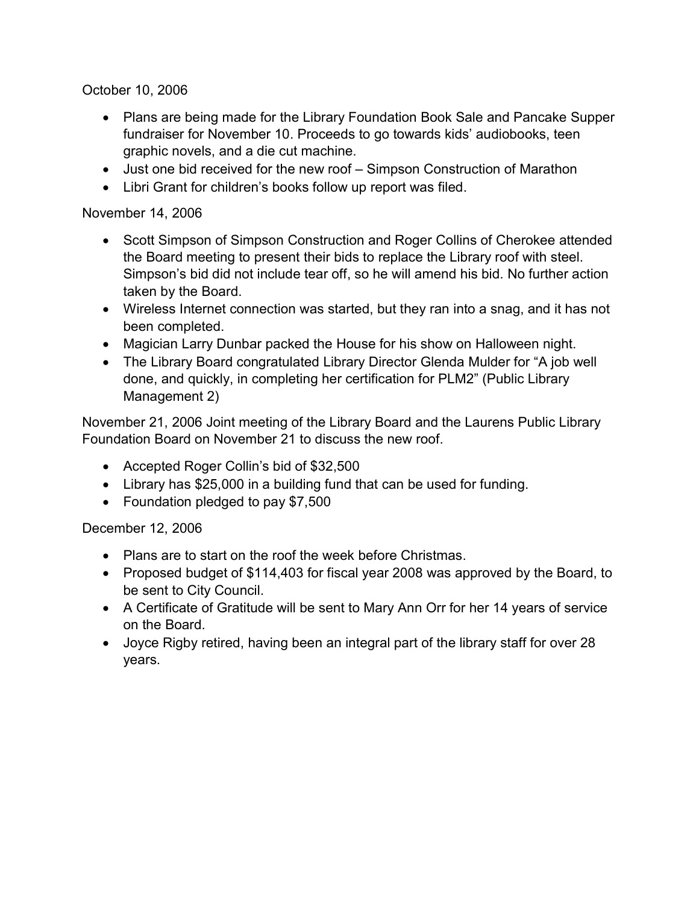October 10, 2006

- Plans are being made for the Library Foundation Book Sale and Pancake Supper fundraiser for November 10. Proceeds to go towards kids' audiobooks, teen graphic novels, and a die cut machine.
- Just one bid received for the new roof – Simpson Construction of Marathon
- Libri Grant for children's books follow up report was filed.

November 14, 2006

- Scott Simpson of Simpson Construction and Roger Collins of Cherokee attended the Board meeting to present their bids to replace the Library roof with steel. Simpson's bid did not include tear off, so he will amend his bid. No further action taken by the Board.
- Wireless Internet connection was started, but they ran into a snag, and it has not been completed.
- Magician Larry Dunbar packed the House for his show on Halloween night.
- The Library Board congratulated Library Director Glenda Mulder for "A job well done, and quickly, in completing her certification for PLM2" (Public Library Management 2)

November 21, 2006 Joint meeting of the Library Board and the Laurens Public Library Foundation Board on November 21 to discuss the new roof.

- Accepted Roger Collin's bid of $32,500
- Library has $25,000 in a building fund that can be used for funding.
- Foundation pledged to pay $7,500

December 12, 2006

- Plans are to start on the roof the week before Christmas.
- Proposed budget of $114,403 for fiscal year 2008 was approved by the Board, to be sent to City Council.
- A Certificate of Gratitude will be sent to Mary Ann Orr for her 14 years of service on the Board.
- Joyce Rigby retired, having been an integral part of the library staff for over 28 years.